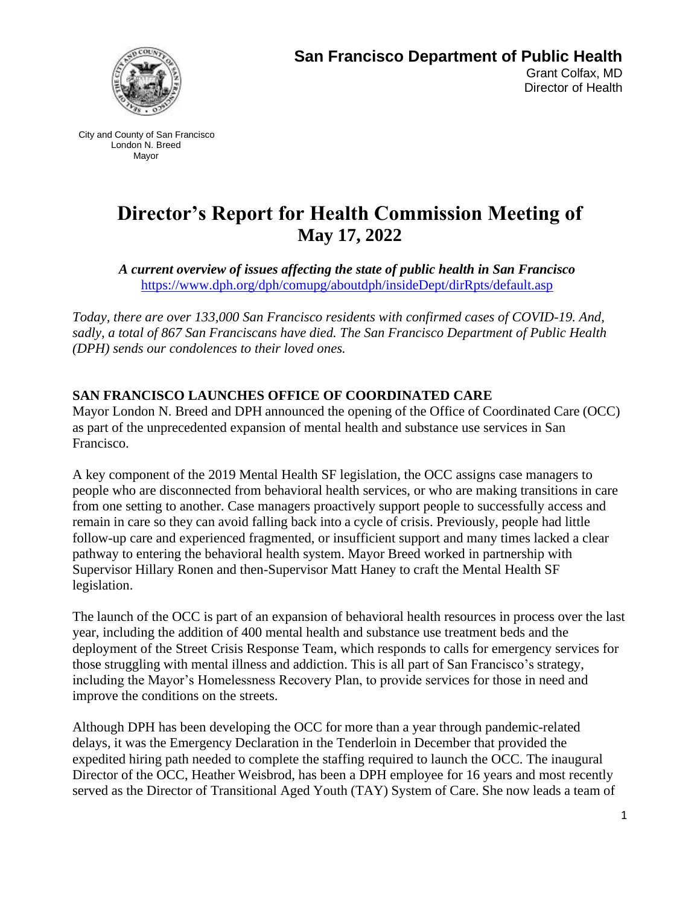**San Francisco Department of Public Health**
Grant Colfax, MD
Director of Health

City and County of San Francisco
London N. Breed
Mayor

# Director's Report for Health Commission Meeting of May 17, 2022

***A current overview of issues affecting the state of public health in San Francisco***
https://www.dph.org/dph/comupg/aboutdph/insideDept/dirRpts/default.asp

*Today, there are over 133,000 San Francisco residents with confirmed cases of COVID-19. And, sadly, a total of 867 San Franciscans have died. The San Francisco Department of Public Health (DPH) sends our condolences to their loved ones.*

## SAN FRANCISCO LAUNCHES OFFICE OF COORDINATED CARE

Mayor London N. Breed and DPH announced the opening of the Office of Coordinated Care (OCC) as part of the unprecedented expansion of mental health and substance use services in San Francisco.

A key component of the 2019 Mental Health SF legislation, the OCC assigns case managers to people who are disconnected from behavioral health services, or who are making transitions in care from one setting to another. Case managers proactively support people to successfully access and remain in care so they can avoid falling back into a cycle of crisis. Previously, people had little follow-up care and experienced fragmented, or insufficient support and many times lacked a clear pathway to entering the behavioral health system. Mayor Breed worked in partnership with Supervisor Hillary Ronen and then-Supervisor Matt Haney to craft the Mental Health SF legislation.

The launch of the OCC is part of an expansion of behavioral health resources in process over the last year, including the addition of 400 mental health and substance use treatment beds and the deployment of the Street Crisis Response Team, which responds to calls for emergency services for those struggling with mental illness and addiction. This is all part of San Francisco's strategy, including the Mayor's Homelessness Recovery Plan, to provide services for those in need and improve the conditions on the streets.

Although DPH has been developing the OCC for more than a year through pandemic-related delays, it was the Emergency Declaration in the Tenderloin in December that provided the expedited hiring path needed to complete the staffing required to launch the OCC. The inaugural Director of the OCC, Heather Weisbrod, has been a DPH employee for 16 years and most recently served as the Director of Transitional Aged Youth (TAY) System of Care. She now leads a team of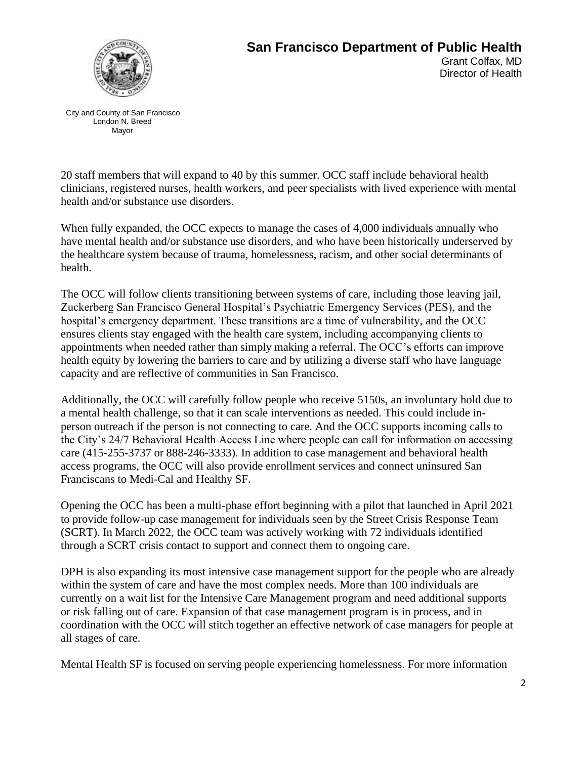20 staff members that will expand to 40 by this summer. OCC staff include behavioral health clinicians, registered nurses, health workers, and peer specialists with lived experience with mental health and/or substance use disorders.

When fully expanded, the OCC expects to manage the cases of 4,000 individuals annually who have mental health and/or substance use disorders, and who have been historically underserved by the healthcare system because of trauma, homelessness, racism, and other social determinants of health.

The OCC will follow clients transitioning between systems of care, including those leaving jail, Zuckerberg San Francisco General Hospital's Psychiatric Emergency Services (PES), and the hospital's emergency department. These transitions are a time of vulnerability, and the OCC ensures clients stay engaged with the health care system, including accompanying clients to appointments when needed rather than simply making a referral. The OCC's efforts can improve health equity by lowering the barriers to care and by utilizing a diverse staff who have language capacity and are reflective of communities in San Francisco.

Additionally, the OCC will carefully follow people who receive 5150s, an involuntary hold due to a mental health challenge, so that it can scale interventions as needed. This could include in-person outreach if the person is not connecting to care. And the OCC supports incoming calls to the City's 24/7 Behavioral Health Access Line where people can call for information on accessing care (415-255-3737 or 888-246-3333). In addition to case management and behavioral health access programs, the OCC will also provide enrollment services and connect uninsured San Franciscans to Medi-Cal and Healthy SF.

Opening the OCC has been a multi-phase effort beginning with a pilot that launched in April 2021 to provide follow-up case management for individuals seen by the Street Crisis Response Team (SCRT). In March 2022, the OCC team was actively working with 72 individuals identified through a SCRT crisis contact to support and connect them to ongoing care.

DPH is also expanding its most intensive case management support for the people who are already within the system of care and have the most complex needs. More than 100 individuals are currently on a wait list for the Intensive Care Management program and need additional supports or risk falling out of care. Expansion of that case management program is in process, and in coordination with the OCC will stitch together an effective network of case managers for people at all stages of care.

Mental Health SF is focused on serving people experiencing homelessness. For more information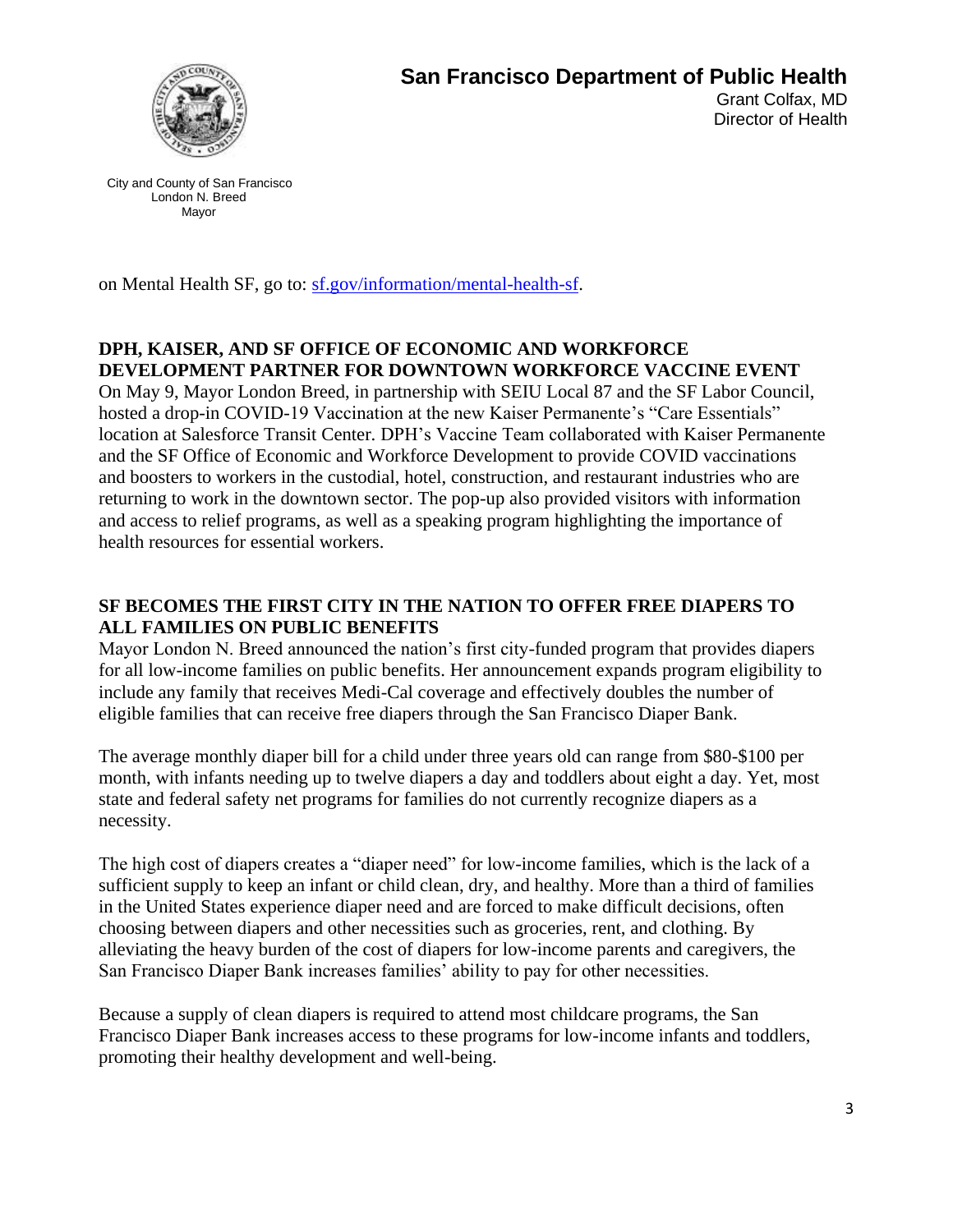on Mental Health SF, go to: [sf.gov/information/mental-health-sf](sf.gov/information/mental-health-sf).

## DPH, KAISER, AND SF OFFICE OF ECONOMIC AND WORKFORCE DEVELOPMENT PARTNER FOR DOWNTOWN WORKFORCE VACCINE EVENT

On May 9, Mayor London Breed, in partnership with SEIU Local 87 and the SF Labor Council, hosted a drop-in COVID-19 Vaccination at the new Kaiser Permanente's "Care Essentials" location at Salesforce Transit Center. DPH's Vaccine Team collaborated with Kaiser Permanente and the SF Office of Economic and Workforce Development to provide COVID vaccinations and boosters to workers in the custodial, hotel, construction, and restaurant industries who are returning to work in the downtown sector. The pop-up also provided visitors with information and access to relief programs, as well as a speaking program highlighting the importance of health resources for essential workers.

## SF BECOMES THE FIRST CITY IN THE NATION TO OFFER FREE DIAPERS TO ALL FAMILIES ON PUBLIC BENEFITS

Mayor London N. Breed announced the nation's first city-funded program that provides diapers for all low-income families on public benefits. Her announcement expands program eligibility to include any family that receives Medi-Cal coverage and effectively doubles the number of eligible families that can receive free diapers through the San Francisco Diaper Bank.

The average monthly diaper bill for a child under three years old can range from $80-$100 per month, with infants needing up to twelve diapers a day and toddlers about eight a day. Yet, most state and federal safety net programs for families do not currently recognize diapers as a necessity.

The high cost of diapers creates a "diaper need" for low-income families, which is the lack of a sufficient supply to keep an infant or child clean, dry, and healthy. More than a third of families in the United States experience diaper need and are forced to make difficult decisions, often choosing between diapers and other necessities such as groceries, rent, and clothing. By alleviating the heavy burden of the cost of diapers for low-income parents and caregivers, the San Francisco Diaper Bank increases families' ability to pay for other necessities.

Because a supply of clean diapers is required to attend most childcare programs, the San Francisco Diaper Bank increases access to these programs for low-income infants and toddlers, promoting their healthy development and well-being.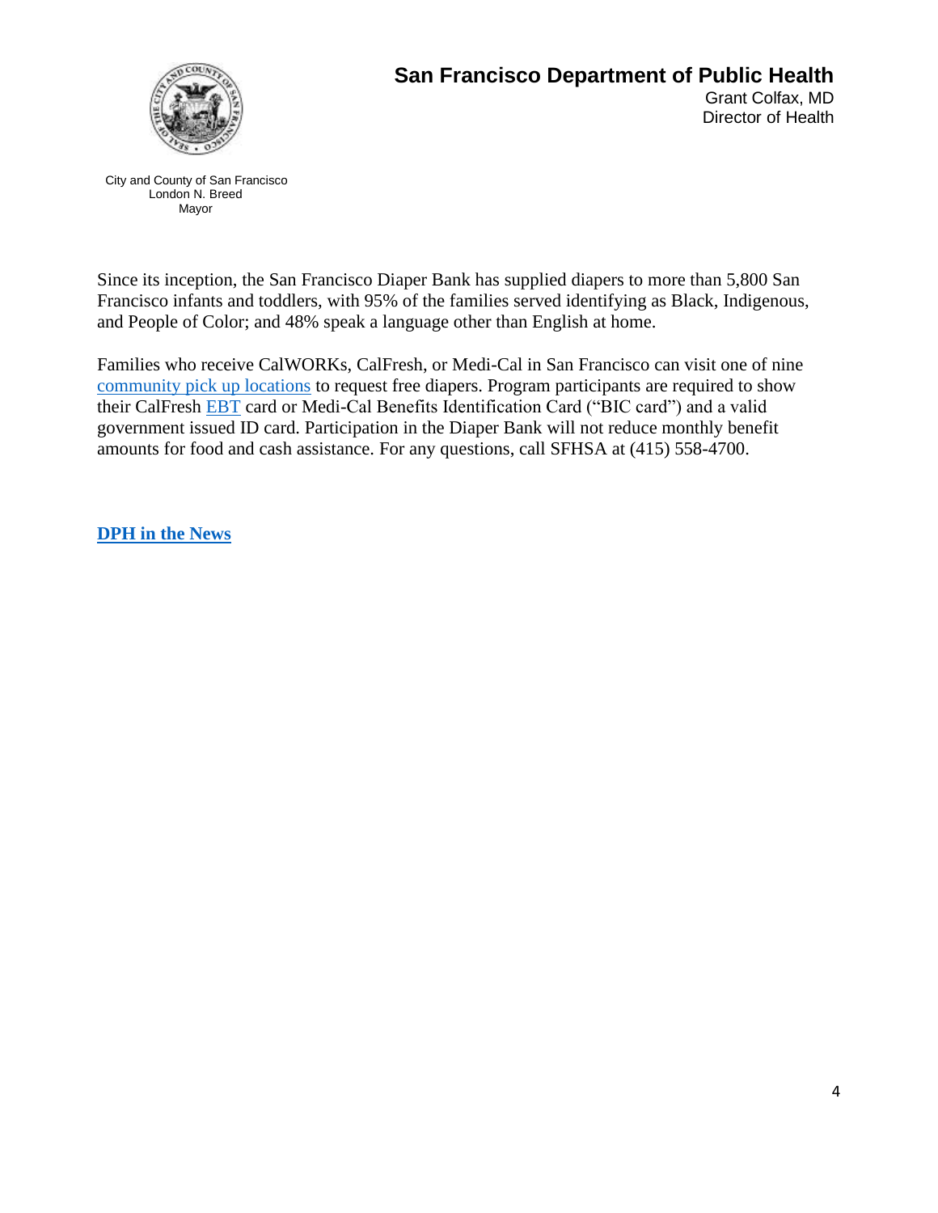Since its inception, the San Francisco Diaper Bank has supplied diapers to more than 5,800 San Francisco infants and toddlers, with 95% of the families served identifying as Black, Indigenous, and People of Color; and 48% speak a language other than English at home.

Families who receive CalWORKs, CalFresh, or Medi-Cal in San Francisco can visit one of nine community pick up locations to request free diapers. Program participants are required to show their CalFresh EBT card or Medi-Cal Benefits Identification Card ("BIC card") and a valid government issued ID card. Participation in the Diaper Bank will not reduce monthly benefit amounts for food and cash assistance. For any questions, call SFHSA at (415) 558-4700.

**DPH in the News**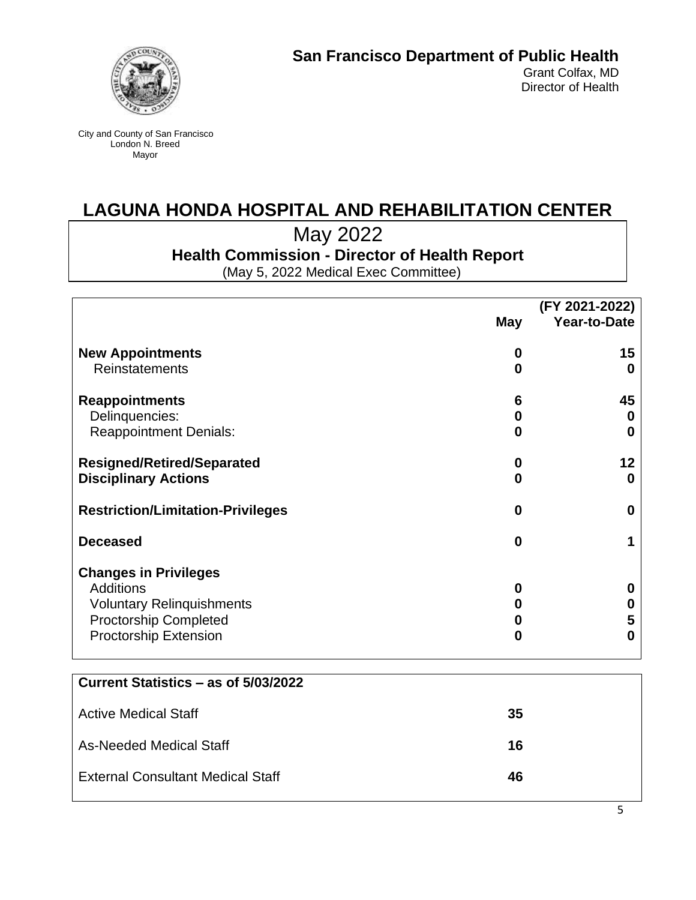**San Francisco Department of Public Health**
Grant Colfax, MD
Director of Health

City and County of San Francisco
London N. Breed
Mayor

# LAGUNA HONDA HOSPITAL AND REHABILITATION CENTER

## May 2022

### Health Commission - Director of Health Report

(May 5, 2022 Medical Exec Committee)

| | May | (FY 2021-2022) Year-to-Date |
|---|---|---|
| **New Appointments** | **0** | **15** |
| Reinstatements | **0** | **0** |
| **Reappointments** | **6** | **45** |
| Delinquencies: | **0** | **0** |
| Reappointment Denials: | **0** | **0** |
| **Resigned/Retired/Separated** | **0** | **12** |
| **Disciplinary Actions** | **0** | **0** |
| **Restriction/Limitation-Privileges** | **0** | **0** |
| **Deceased** | **0** | **1** |
| **Changes in Privileges** | | |
| Additions | **0** | **0** |
| Voluntary Relinquishments | **0** | **0** |
| Proctorship Completed | **0** | **5** |
| Proctorship Extension | **0** | **0** |

| **Current Statistics – as of 5/03/2022** | |
|---|---|
| Active Medical Staff | **35** |
| As-Needed Medical Staff | **16** |
| External Consultant Medical Staff | **46** |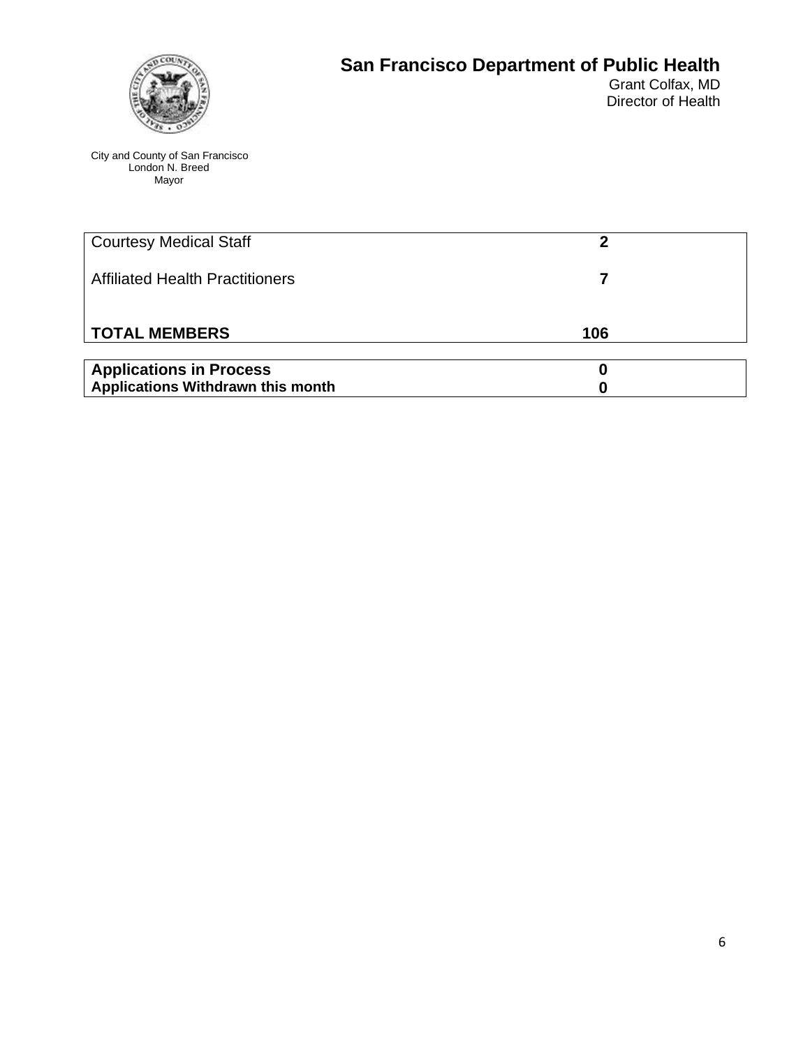**San Francisco Department of Public Health**
Grant Colfax, MD
Director of Health

City and County of San Francisco
London N. Breed
Mayor

| | |
|---|---|
| Courtesy Medical Staff | **2** |
| Affiliated Health Practitioners | **7** |
| **TOTAL MEMBERS** | **106** |

| | |
|---|---|
| **Applications in Process** | **0** |
| **Applications Withdrawn this month** | **0** |